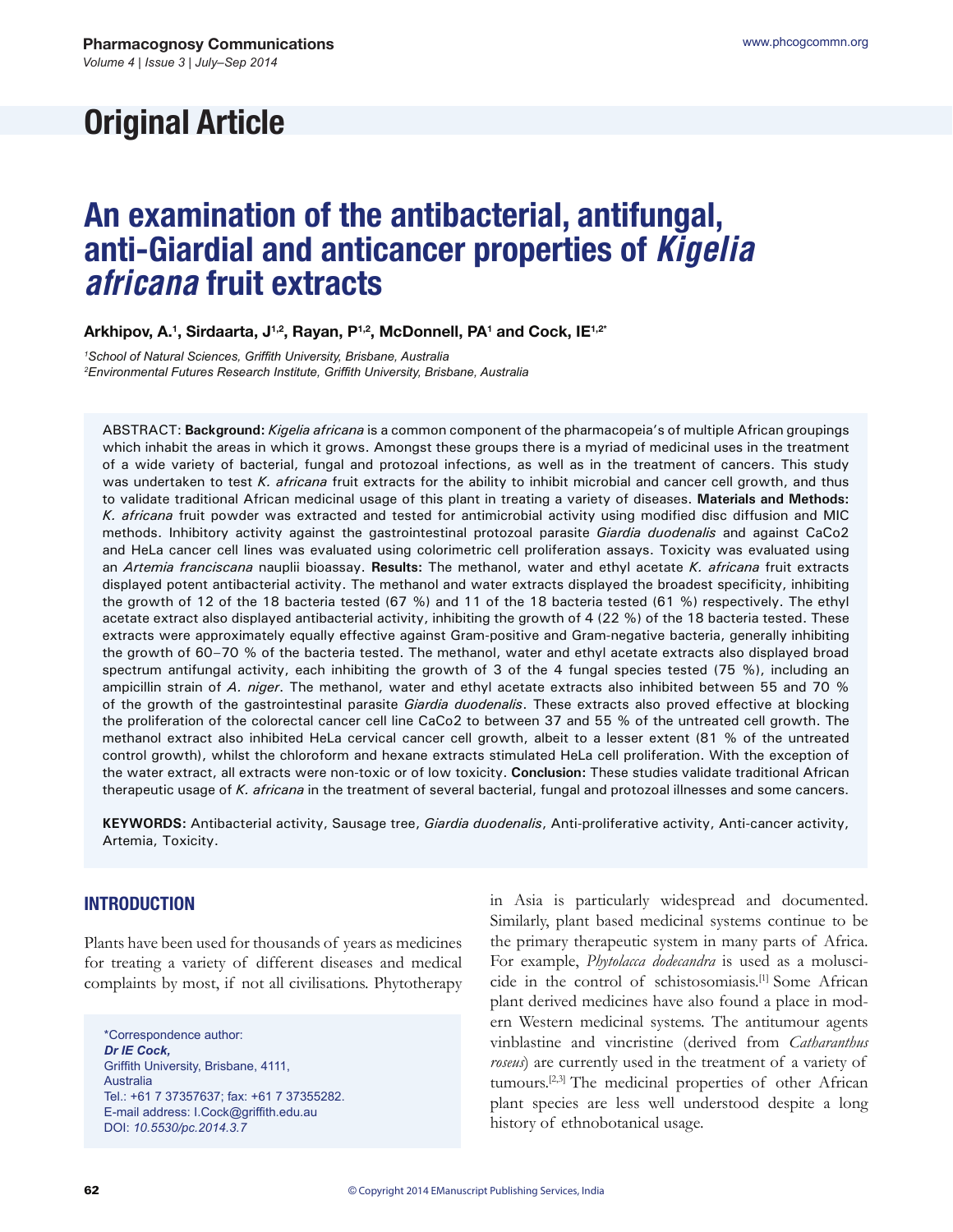# Original Article

# An examination of the antibacterial, antifungal, anti-Giardial and anticancer properties of *Kigelia africana* fruit extracts

**Arkhipov, A.[1], Sirdaarta, J[1,2], Rayan, P[1,2], McDonnell, PA[1] and Cock, IE[1,2*]**

[1]*School of Natural Sciences, Griffith University, Brisbane, Australia*
[2]*Environmental Futures Research Institute, Griffith University, Brisbane, Australia*

ABSTRACT: **Background:** *Kigelia africana* is a common component of the pharmacopeia's of multiple African groupings which inhabit the areas in which it grows. Amongst these groups there is a myriad of medicinal uses in the treatment of a wide variety of bacterial, fungal and protozoal infections, as well as in the treatment of cancers. This study was undertaken to test *K. africana* fruit extracts for the ability to inhibit microbial and cancer cell growth, and thus to validate traditional African medicinal usage of this plant in treating a variety of diseases. **Materials and Methods:** *K. africana* fruit powder was extracted and tested for antimicrobial activity using modified disc diffusion and MIC methods. Inhibitory activity against the gastrointestinal protozoal parasite *Giardia duodenalis* and against CaCo2 and HeLa cancer cell lines was evaluated using colorimetric cell proliferation assays. Toxicity was evaluated using an *Artemia franciscana* nauplii bioassay. **Results:** The methanol, water and ethyl acetate *K. africana* fruit extracts displayed potent antibacterial activity. The methanol and water extracts displayed the broadest specificity, inhibiting the growth of 12 of the 18 bacteria tested (67 %) and 11 of the 18 bacteria tested (61 %) respectively. The ethyl acetate extract also displayed antibacterial activity, inhibiting the growth of 4 (22 %) of the 18 bacteria tested. These extracts were approximately equally effective against Gram-positive and Gram-negative bacteria, generally inhibiting the growth of 60–70 % of the bacteria tested. The methanol, water and ethyl acetate extracts also displayed broad spectrum antifungal activity, each inhibiting the growth of 3 of the 4 fungal species tested (75 %), including an ampicillin strain of *A. niger*. The methanol, water and ethyl acetate extracts also inhibited between 55 and 70 % of the growth of the gastrointestinal parasite *Giardia duodenalis*. These extracts also proved effective at blocking the proliferation of the colorectal cancer cell line CaCo2 to between 37 and 55 % of the untreated cell growth. The methanol extract also inhibited HeLa cervical cancer cell growth, albeit to a lesser extent (81 % of the untreated control growth), whilst the chloroform and hexane extracts stimulated HeLa cell proliferation. With the exception of the water extract, all extracts were non-toxic or of low toxicity. **Conclusion:** These studies validate traditional African therapeutic usage of *K. africana* in the treatment of several bacterial, fungal and protozoal illnesses and some cancers.

**KEYWORDS:** Antibacterial activity, Sausage tree, *Giardia duodenalis*, Anti-proliferative activity, Anti-cancer activity, Artemia, Toxicity.

## INTRODUCTION

Plants have been used for thousands of years as medicines for treating a variety of different diseases and medical complaints by most, if not all civilisations. Phytotherapy in Asia is particularly widespread and documented. Similarly, plant based medicinal systems continue to be the primary therapeutic system in many parts of Africa. For example, *Phytolacca dodecandra* is used as a moluscicide in the control of schistosomiasis.[1] Some African plant derived medicines have also found a place in modern Western medicinal systems. The antitumour agents vinblastine and vincristine (derived from *Catharanthus roseus*) are currently used in the treatment of a variety of tumours.[2,3] The medicinal properties of other African plant species are less well understood despite a long history of ethnobotanical usage.

\*Correspondence author:
***Dr IE Cock,***
Griffith University, Brisbane, 4111, Australia
Tel.: +61 7 37357637; fax: +61 7 37355282.
E-mail address: I.Cock@griffith.edu.au
DOI: *10.5530/pc.2014.3.7*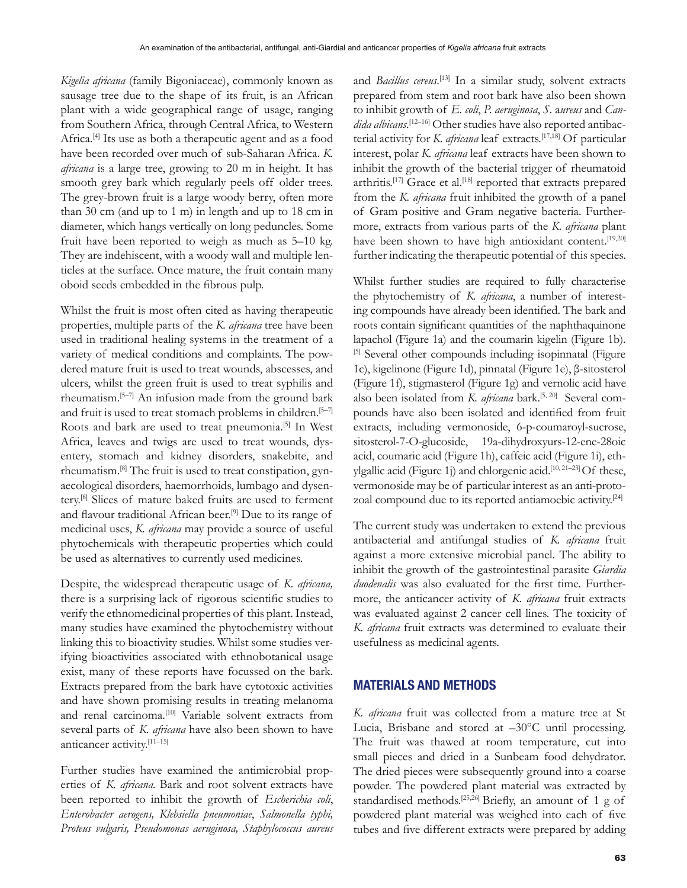*Kigelia africana* (family Bigoniaceae), commonly known as sausage tree due to the shape of its fruit, is an African plant with a wide geographical range of usage, ranging from Southern Africa, through Central Africa, to Western Africa.[4] Its use as both a therapeutic agent and as a food have been recorded over much of sub-Saharan Africa. *K. africana* is a large tree, growing to 20 m in height. It has smooth grey bark which regularly peels off older trees. The grey-brown fruit is a large woody berry, often more than 30 cm (and up to 1 m) in length and up to 18 cm in diameter, which hangs vertically on long peduncles. Some fruit have been reported to weigh as much as 5–10 kg. They are indehiscent, with a woody wall and multiple lenticles at the surface. Once mature, the fruit contain many oboid seeds embedded in the fibrous pulp.

Whilst the fruit is most often cited as having therapeutic properties, multiple parts of the *K. africana* tree have been used in traditional healing systems in the treatment of a variety of medical conditions and complaints. The powdered mature fruit is used to treat wounds, abscesses, and ulcers, whilst the green fruit is used to treat syphilis and rheumatism.[5–7] An infusion made from the ground bark and fruit is used to treat stomach problems in children.[5–7] Roots and bark are used to treat pneumonia.[5] In West Africa, leaves and twigs are used to treat wounds, dysentery, stomach and kidney disorders, snakebite, and rheumatism.[8] The fruit is used to treat constipation, gynaecological disorders, haemorrhoids, lumbago and dysentery.[8] Slices of mature baked fruits are used to ferment and flavour traditional African beer.[9] Due to its range of medicinal uses, *K. africana* may provide a source of useful phytochemicals with therapeutic properties which could be used as alternatives to currently used medicines.

Despite, the widespread therapeutic usage of *K. africana,* there is a surprising lack of rigorous scientific studies to verify the ethnomedicinal properties of this plant. Instead, many studies have examined the phytochemistry without linking this to bioactivity studies. Whilst some studies verifying bioactivities associated with ethnobotanical usage exist, many of these reports have focussed on the bark. Extracts prepared from the bark have cytotoxic activities and have shown promising results in treating melanoma and renal carcinoma.[10] Variable solvent extracts from several parts of *K. africana* have also been shown to have anticancer activity.[11–15]

Further studies have examined the antimicrobial properties of *K. africana.* Bark and root solvent extracts have been reported to inhibit the growth of *Escherichia coli*, *Enterobacter aerogens, Klebsiella pneumoniae*, *Salmonella typhi, Proteus vulgaris, Pseudomonas aeruginosa, Staphylococcus aureus* and *Bacillus cereus*.[13] In a similar study, solvent extracts prepared from stem and root bark have also been shown to inhibit growth of *E. coli*, *P. aeruginosa*, *S.* a*ureus* and *Candida albicans*.[12–16] Other studies have also reported antibacterial activity for *K. africana* leaf extracts.[17,18] Of particular interest, polar *K. africana* leaf extracts have been shown to inhibit the growth of the bacterial trigger of rheumatoid arthritis.[17] Grace et al.[18] reported that extracts prepared from the *K. africana* fruit inhibited the growth of a panel of Gram positive and Gram negative bacteria. Furthermore, extracts from various parts of the *K. africana* plant have been shown to have high antioxidant content,[19,20] further indicating the therapeutic potential of this species.

Whilst further studies are required to fully characterise the phytochemistry of *K. africana*, a number of interesting compounds have already been identified. The bark and roots contain significant quantities of the naphthaquinone lapachol (Figure 1a) and the coumarin kigelin (Figure 1b).[5] Several other compounds including isopinnatal (Figure 1c), kigelinone (Figure 1d), pinnatal (Figure 1e), β-sitosterol (Figure 1f), stigmasterol (Figure 1g) and vernolic acid have also been isolated from *K. africana* bark.[5, 20] Several compounds have also been isolated and identified from fruit extracts, including vermonoside, 6-p-coumaroyl-sucrose, sitosterol-7-O-glucoside, 19a-dihydroxyurs-12-ene-28oic acid, coumaric acid (Figure 1h), caffeic acid (Figure 1i), ethylgallic acid (Figure 1j) and chlorgenic acid.[10, 21–23] Of these, vermonoside may be of particular interest as an anti-protozoal compound due to its reported antiamoebic activity.[24]

The current study was undertaken to extend the previous antibacterial and antifungal studies of *K. africana* fruit against a more extensive microbial panel. The ability to inhibit the growth of the gastrointestinal parasite *Giardia duodenalis* was also evaluated for the first time. Furthermore, the anticancer activity of *K. africana* fruit extracts was evaluated against 2 cancer cell lines. The toxicity of *K. africana* fruit extracts was determined to evaluate their usefulness as medicinal agents.

## MATERIALS AND METHODS

*K. africana* fruit was collected from a mature tree at St Lucia, Brisbane and stored at –30°C until processing. The fruit was thawed at room temperature, cut into small pieces and dried in a Sunbeam food dehydrator. The dried pieces were subsequently ground into a coarse powder. The powdered plant material was extracted by standardised methods.[25,26] Briefly, an amount of 1 g of powdered plant material was weighed into each of five tubes and five different extracts were prepared by adding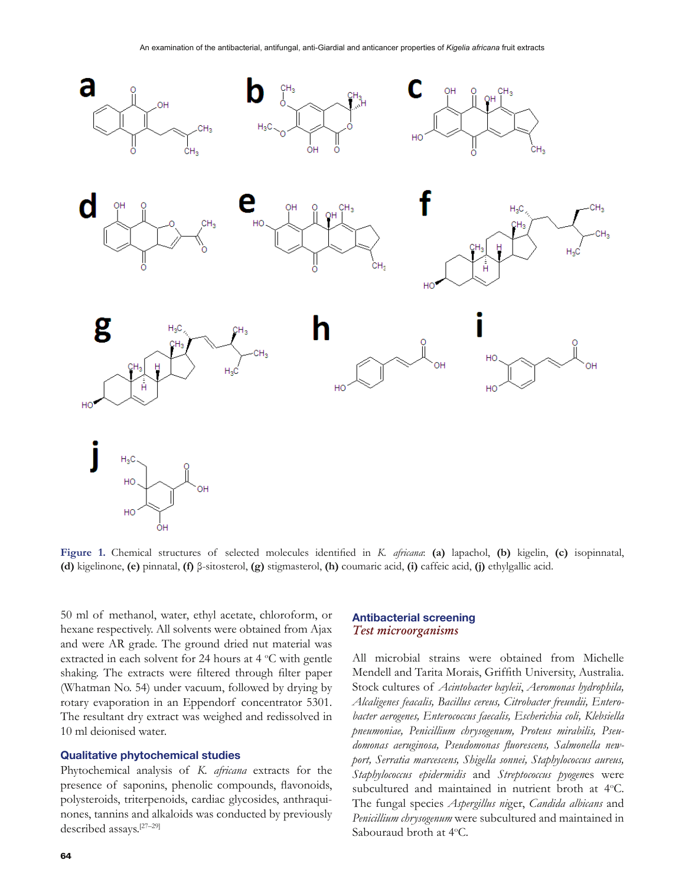Figure 1. Chemical structures of selected molecules identified in *K. africana*: **(a)** lapachol, **(b)** kigelin, **(c)** isopinnatal, **(d)** kigelinone, **(e)** pinnatal, **(f)** β-sitosterol, **(g)** stigmasterol, **(h)** coumaric acid, **(i)** caffeic acid, **(j)** ethylgallic acid.

50 ml of methanol, water, ethyl acetate, chloroform, or hexane respectively. All solvents were obtained from Ajax and were AR grade. The ground dried nut material was extracted in each solvent for 24 hours at 4 °C with gentle shaking. The extracts were filtered through filter paper (Whatman No. 54) under vacuum, followed by drying by rotary evaporation in an Eppendorf concentrator 5301. The resultant dry extract was weighed and redissolved in 10 ml deionised water.

## Qualitative phytochemical studies

Phytochemical analysis of *K. africana* extracts for the presence of saponins, phenolic compounds, flavonoids, polysteroids, triterpenoids, cardiac glycosides, anthraquinones, tannins and alkaloids was conducted by previously described assays.[27–29]

## Antibacterial screening

### *Test microorganisms*

All microbial strains were obtained from Michelle Mendell and Tarita Morais, Griffith University, Australia. Stock cultures of *Acintobacter baylei*, *Aeromonas hydrophila, Alcaligenes feacalis, Bacillus cereus, Citrobacter freundii, Enterobacter aerogenes, Enterococcus faecalis, Escherichia coli, Klebsiella pneumoniae, Penicillium chrysogenum, Proteus mirabilis, Pseudomonas aeruginosa, Pseudomonas fluorescens, Salmonella newport, Serratia marcescens, Shigella sonnei, Staphylococcus aureus, Staphylococcus epidermidis* and *Streptococcus pyogenes* were subcultured and maintained in nutrient broth at 4°C. The fungal species *Aspergillus niger*, *Candida albicans* and *Penicillium chrysogenum* were subcultured and maintained in Sabouraud broth at 4°C.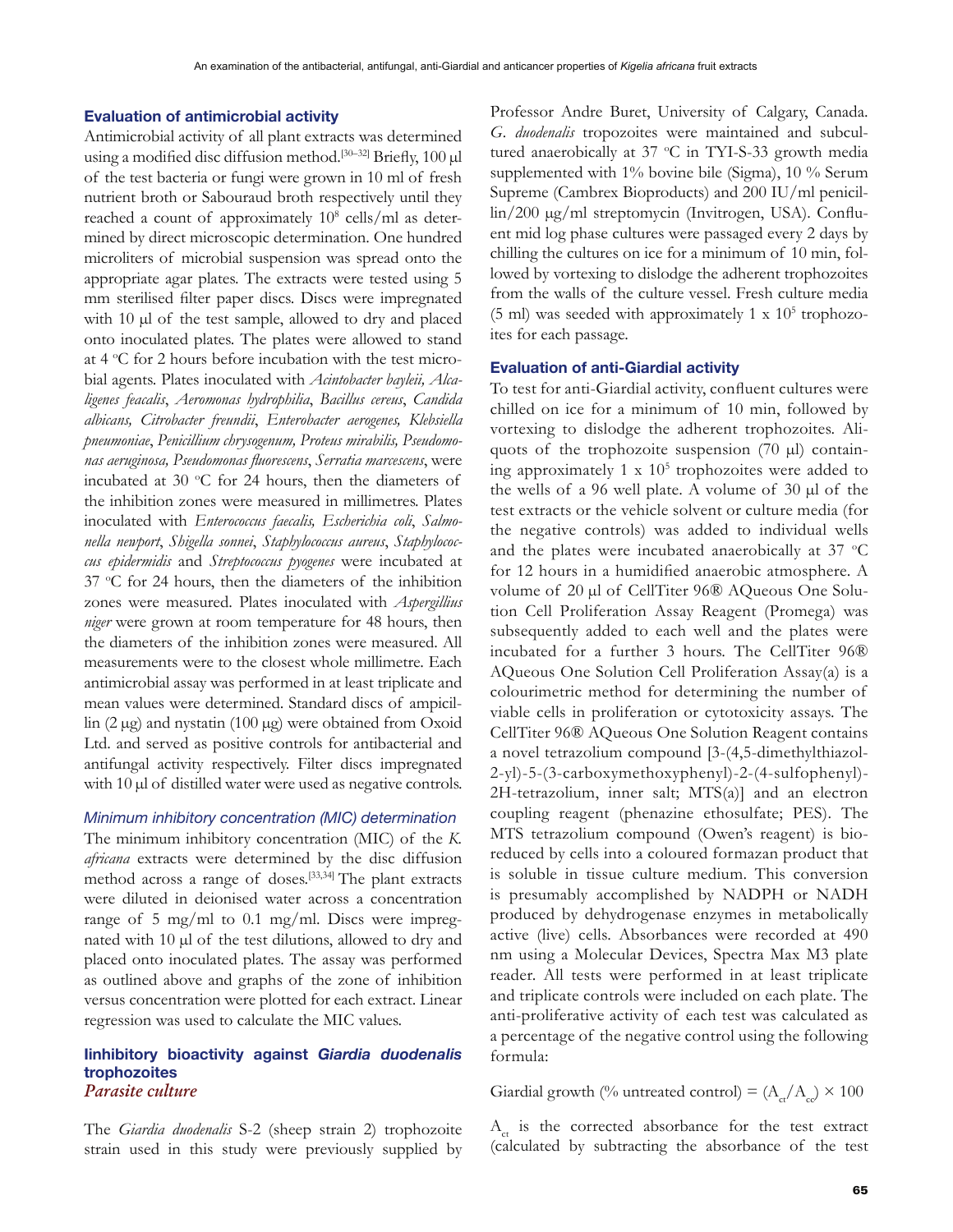### Evaluation of antimicrobial activity

Antimicrobial activity of all plant extracts was determined using a modified disc diffusion method.[30–32] Briefly, 100 µl of the test bacteria or fungi were grown in 10 ml of fresh nutrient broth or Sabouraud broth respectively until they reached a count of approximately $10^8$ cells/ml as determined by direct microscopic determination. One hundred microliters of microbial suspension was spread onto the appropriate agar plates. The extracts were tested using 5 mm sterilised filter paper discs. Discs were impregnated with 10 µl of the test sample, allowed to dry and placed onto inoculated plates. The plates were allowed to stand at 4 °C for 2 hours before incubation with the test microbial agents. Plates inoculated with *Acintobacter bayleii, Alcaligenes feacalis*, *Aeromonas hydrophilia*, *Bacillus cereus*, *Candida albicans, Citrobacter freundii*, *Enterobacter aerogenes, Klebsiella pneumoniae*, *Penicillium chrysogenum, Proteus mirabilis, Pseudomonas aeruginosa, Pseudomonas fluorescens*, *Serratia marcescens*, were incubated at 30 °C for 24 hours, then the diameters of the inhibition zones were measured in millimetres. Plates inoculated with *Enterococcus faecalis, Escherichia coli*, *Salmonella newport*, *Shigella sonnei*, *Staphylococcus aureus*, *Staphylococcus epidermidis* and *Streptococcus pyogenes* were incubated at 37 °C for 24 hours, then the diameters of the inhibition zones were measured. Plates inoculated with *Aspergillius niger* were grown at room temperature for 48 hours, then the diameters of the inhibition zones were measured. All measurements were to the closest whole millimetre. Each antimicrobial assay was performed in at least triplicate and mean values were determined. Standard discs of ampicillin (2 µg) and nystatin (100 µg) were obtained from Oxoid Ltd. and served as positive controls for antibacterial and antifungal activity respectively. Filter discs impregnated with 10 µl of distilled water were used as negative controls.

#### *Minimum inhibitory concentration (MIC) determination*

The minimum inhibitory concentration (MIC) of the *K. africana* extracts were determined by the disc diffusion method across a range of doses.[33,34] The plant extracts were diluted in deionised water across a concentration range of 5 mg/ml to 0.1 mg/ml. Discs were impregnated with 10 µl of the test dilutions, allowed to dry and placed onto inoculated plates. The assay was performed as outlined above and graphs of the zone of inhibition versus concentration were plotted for each extract. Linear regression was used to calculate the MIC values.

### Iinhibitory bioactivity against *Giardia duodenalis* trophozoites

#### *Parasite culture*

The *Giardia duodenalis* S-2 (sheep strain 2) trophozoite strain used in this study were previously supplied by Professor Andre Buret, University of Calgary, Canada. *G. duodenalis* tropozoites were maintained and subcultured anaerobically at 37 °C in TYI-S-33 growth media supplemented with 1% bovine bile (Sigma), 10 % Serum Supreme (Cambrex Bioproducts) and 200 IU/ml penicillin/200 µg/ml streptomycin (Invitrogen, USA). Confluent mid log phase cultures were passaged every 2 days by chilling the cultures on ice for a minimum of 10 min, followed by vortexing to dislodge the adherent trophozoites from the walls of the culture vessel. Fresh culture media (5 ml) was seeded with approximately 1 x $10^5$ trophozoites for each passage.

### Evaluation of anti-Giardial activity

To test for anti-Giardial activity, confluent cultures were chilled on ice for a minimum of 10 min, followed by vortexing to dislodge the adherent trophozoites. Aliquots of the trophozoite suspension (70 µl) containing approximately 1 x $10^5$ trophozoites were added to the wells of a 96 well plate. A volume of 30 µl of the test extracts or the vehicle solvent or culture media (for the negative controls) was added to individual wells and the plates were incubated anaerobically at 37 °C for 12 hours in a humidified anaerobic atmosphere. A volume of 20 µl of CellTiter 96® AQueous One Solution Cell Proliferation Assay Reagent (Promega) was subsequently added to each well and the plates were incubated for a further 3 hours. The CellTiter 96® AQueous One Solution Cell Proliferation Assay(a) is a colourimetric method for determining the number of viable cells in proliferation or cytotoxicity assays. The CellTiter 96® AQueous One Solution Reagent contains a novel tetrazolium compound [3-(4,5-dimethylthiazol-2-yl)-5-(3-carboxymethoxyphenyl)-2-(4-sulfophenyl)-2H-tetrazolium, inner salt; MTS(a)] and an electron coupling reagent (phenazine ethosulfate; PES). The MTS tetrazolium compound (Owen's reagent) is bioreduced by cells into a coloured formazan product that is soluble in tissue culture medium. This conversion is presumably accomplished by NADPH or NADH produced by dehydrogenase enzymes in metabolically active (live) cells. Absorbances were recorded at 490 nm using a Molecular Devices, Spectra Max M3 plate reader. All tests were performed in at least triplicate and triplicate controls were included on each plate. The anti-proliferative activity of each test was calculated as a percentage of the negative control using the following formula:

$$\text{Giardial growth (\% untreated control)} = (A_{ct}/A_{cc}) \times 100$$

$A_{ct}$ is the corrected absorbance for the test extract (calculated by subtracting the absorbance of the test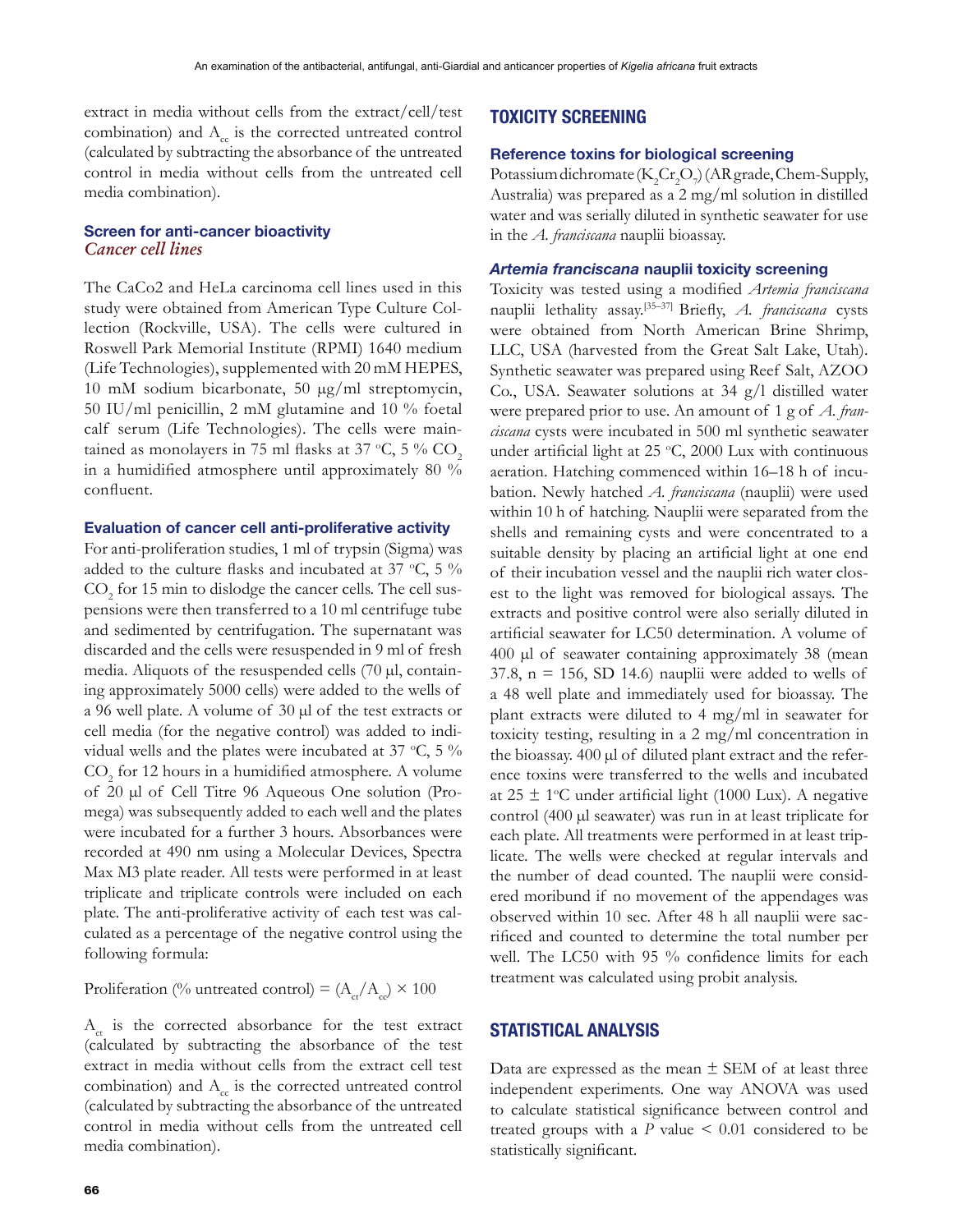extract in media without cells from the extract/cell/test combination) and $A_{cc}$ is the corrected untreated control (calculated by subtracting the absorbance of the untreated control in media without cells from the untreated cell media combination).

### Screen for anti-cancer bioactivity

*Cancer cell lines*

The CaCo2 and HeLa carcinoma cell lines used in this study were obtained from American Type Culture Collection (Rockville, USA). The cells were cultured in Roswell Park Memorial Institute (RPMI) 1640 medium (Life Technologies), supplemented with 20 mM HEPES, 10 mM sodium bicarbonate, 50 μg/ml streptomycin, 50 IU/ml penicillin, 2 mM glutamine and 10 % foetal calf serum (Life Technologies). The cells were maintained as monolayers in 75 ml flasks at 37 °C, 5 % $CO_2$ in a humidified atmosphere until approximately 80 % confluent.

### Evaluation of cancer cell anti-proliferative activity

For anti-proliferation studies, 1 ml of trypsin (Sigma) was added to the culture flasks and incubated at 37 °C, 5 % $CO_2$ for 15 min to dislodge the cancer cells. The cell suspensions were then transferred to a 10 ml centrifuge tube and sedimented by centrifugation. The supernatant was discarded and the cells were resuspended in 9 ml of fresh media. Aliquots of the resuspended cells (70 μl, containing approximately 5000 cells) were added to the wells of a 96 well plate. A volume of 30 μl of the test extracts or cell media (for the negative control) was added to individual wells and the plates were incubated at 37 °C, 5 % $CO_2$ for 12 hours in a humidified atmosphere. A volume of 20 μl of Cell Titre 96 Aqueous One solution (Promega) was subsequently added to each well and the plates were incubated for a further 3 hours. Absorbances were recorded at 490 nm using a Molecular Devices, Spectra Max M3 plate reader. All tests were performed in at least triplicate and triplicate controls were included on each plate. The anti-proliferative activity of each test was calculated as a percentage of the negative control using the following formula:

$$\text{Proliferation (\% untreated control)} = (A_{ct}/A_{cc}) \times 100$$

$A_{ct}$ is the corrected absorbance for the test extract (calculated by subtracting the absorbance of the test extract in media without cells from the extract cell test combination) and $A_{cc}$ is the corrected untreated control (calculated by subtracting the absorbance of the untreated control in media without cells from the untreated cell media combination).

## TOXICITY SCREENING

### Reference toxins for biological screening

Potassium dichromate ($K_2Cr_2O_7$) (AR grade, Chem-Supply, Australia) was prepared as a 2 mg/ml solution in distilled water and was serially diluted in synthetic seawater for use in the *A. franciscana* nauplii bioassay.

### *Artemia franciscana* nauplii toxicity screening

Toxicity was tested using a modified *Artemia franciscana* nauplii lethality assay.[35–37] Briefly, *A. franciscana* cysts were obtained from North American Brine Shrimp, LLC, USA (harvested from the Great Salt Lake, Utah). Synthetic seawater was prepared using Reef Salt, AZOO Co., USA. Seawater solutions at 34 g/l distilled water were prepared prior to use. An amount of 1 g of *A. franciscana* cysts were incubated in 500 ml synthetic seawater under artificial light at 25 °C, 2000 Lux with continuous aeration. Hatching commenced within 16–18 h of incubation. Newly hatched *A. franciscana* (nauplii) were used within 10 h of hatching. Nauplii were separated from the shells and remaining cysts and were concentrated to a suitable density by placing an artificial light at one end of their incubation vessel and the nauplii rich water closest to the light was removed for biological assays. The extracts and positive control were also serially diluted in artificial seawater for LC50 determination. A volume of 400 μl of seawater containing approximately 38 (mean 37.8, n = 156, SD 14.6) nauplii were added to wells of a 48 well plate and immediately used for bioassay. The plant extracts were diluted to 4 mg/ml in seawater for toxicity testing, resulting in a 2 mg/ml concentration in the bioassay. 400 μl of diluted plant extract and the reference toxins were transferred to the wells and incubated at 25 ± 1°C under artificial light (1000 Lux). A negative control (400 μl seawater) was run in at least triplicate for each plate. All treatments were performed in at least triplicate. The wells were checked at regular intervals and the number of dead counted. The nauplii were considered moribund if no movement of the appendages was observed within 10 sec. After 48 h all nauplii were sacrificed and counted to determine the total number per well. The LC50 with 95 % confidence limits for each treatment was calculated using probit analysis.

## STATISTICAL ANALYSIS

Data are expressed as the mean ± SEM of at least three independent experiments. One way ANOVA was used to calculate statistical significance between control and treated groups with a $P$ value < 0.01 considered to be statistically significant.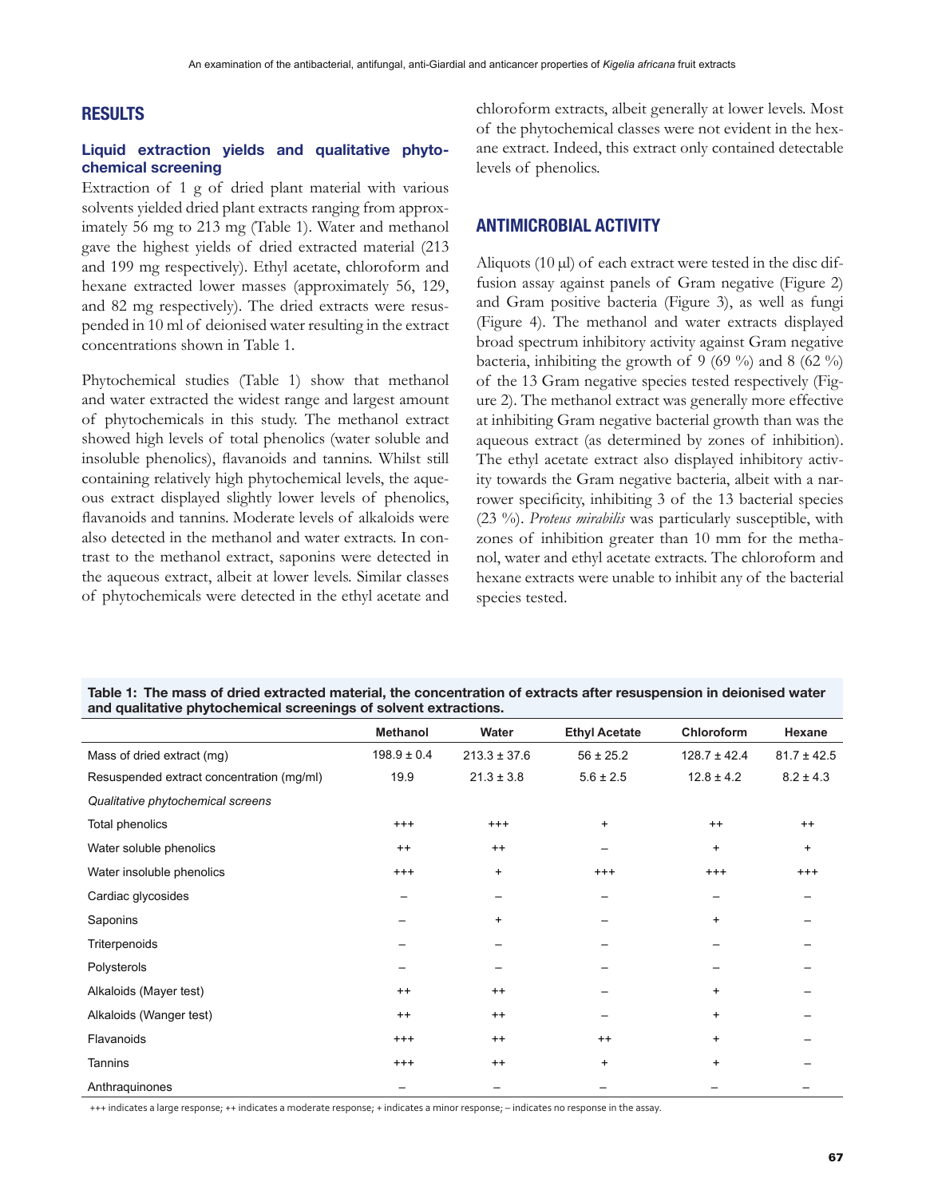## RESULTS

### Liquid extraction yields and qualitative phytochemical screening

Extraction of 1 g of dried plant material with various solvents yielded dried plant extracts ranging from approximately 56 mg to 213 mg (Table 1). Water and methanol gave the highest yields of dried extracted material (213 and 199 mg respectively). Ethyl acetate, chloroform and hexane extracted lower masses (approximately 56, 129, and 82 mg respectively). The dried extracts were resuspended in 10 ml of deionised water resulting in the extract concentrations shown in Table 1.

Phytochemical studies (Table 1) show that methanol and water extracted the widest range and largest amount of phytochemicals in this study. The methanol extract showed high levels of total phenolics (water soluble and insoluble phenolics), flavanoids and tannins. Whilst still containing relatively high phytochemical levels, the aqueous extract displayed slightly lower levels of phenolics, flavanoids and tannins. Moderate levels of alkaloids were also detected in the methanol and water extracts. In contrast to the methanol extract, saponins were detected in the aqueous extract, albeit at lower levels. Similar classes of phytochemicals were detected in the ethyl acetate and chloroform extracts, albeit generally at lower levels. Most of the phytochemical classes were not evident in the hexane extract. Indeed, this extract only contained detectable levels of phenolics.

## ANTIMICROBIAL ACTIVITY

Aliquots (10 µl) of each extract were tested in the disc diffusion assay against panels of Gram negative (Figure 2) and Gram positive bacteria (Figure 3), as well as fungi (Figure 4). The methanol and water extracts displayed broad spectrum inhibitory activity against Gram negative bacteria, inhibiting the growth of 9 (69 %) and 8 (62 %) of the 13 Gram negative species tested respectively (Figure 2). The methanol extract was generally more effective at inhibiting Gram negative bacterial growth than was the aqueous extract (as determined by zones of inhibition). The ethyl acetate extract also displayed inhibitory activity towards the Gram negative bacteria, albeit with a narrower specificity, inhibiting 3 of the 13 bacterial species (23 %). *Proteus mirabilis* was particularly susceptible, with zones of inhibition greater than 10 mm for the methanol, water and ethyl acetate extracts. The chloroform and hexane extracts were unable to inhibit any of the bacterial species tested.

**Table 1: The mass of dried extracted material, the concentration of extracts after resuspension in deionised water and qualitative phytochemical screenings of solvent extractions.**

| | Methanol | Water | Ethyl Acetate | Chloroform | Hexane |
|---|---|---|---|---|---|
| Mass of dried extract (mg) | 198.9 ± 0.4 | 213.3 ± 37.6 | 56 ± 25.2 | 128.7 ± 42.4 | 81.7 ± 42.5 |
| Resuspended extract concentration (mg/ml) | 19.9 | 21.3 ± 3.8 | 5.6 ± 2.5 | 12.8 ± 4.2 | 8.2 ± 4.3 |
| *Qualitative phytochemical screens* | | | | | |
| Total phenolics | +++ | +++ | + | ++ | ++ |
| Water soluble phenolics | ++ | ++ | – | + | + |
| Water insoluble phenolics | +++ | + | +++ | +++ | +++ |
| Cardiac glycosides | – | – | – | – | – |
| Saponins | – | + | – | + | – |
| Triterpenoids | – | – | – | – | – |
| Polysterols | – | – | – | – | – |
| Alkaloids (Mayer test) | ++ | ++ | – | + | – |
| Alkaloids (Wanger test) | ++ | ++ | – | + | – |
| Flavanoids | +++ | ++ | ++ | + | – |
| Tannins | +++ | ++ | + | + | – |
| Anthraquinones | – | – | – | – | – |

+++ indicates a large response; ++ indicates a moderate response; + indicates a minor response; – indicates no response in the assay.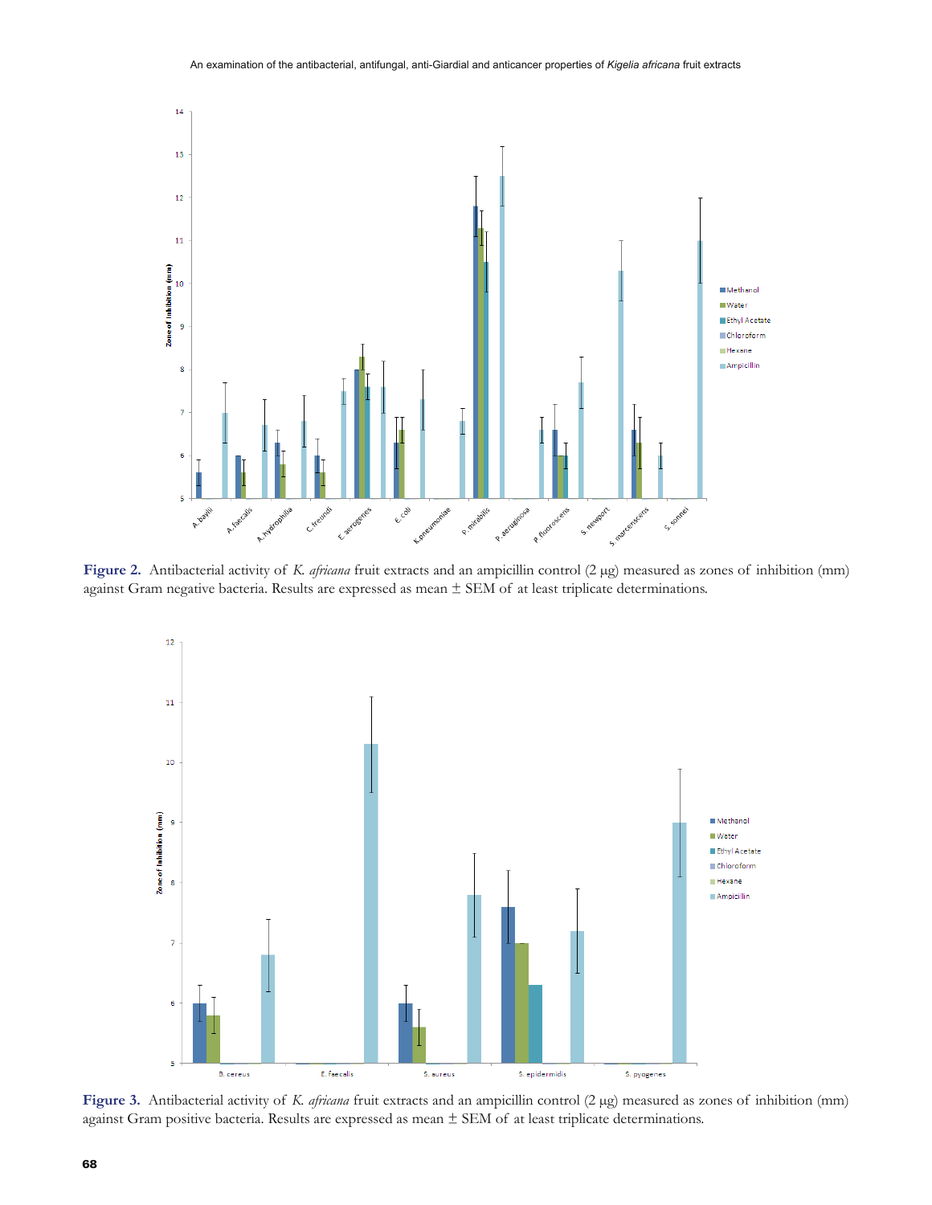**Figure 2.** Antibacterial activity of *K. africana* fruit extracts and an ampicillin control (2 µg) measured as zones of inhibition (mm) against Gram negative bacteria. Results are expressed as mean ± SEM of at least triplicate determinations.

**Figure 3.** Antibacterial activity of *K. africana* fruit extracts and an ampicillin control (2 µg) measured as zones of inhibition (mm) against Gram positive bacteria. Results are expressed as mean ± SEM of at least triplicate determinations.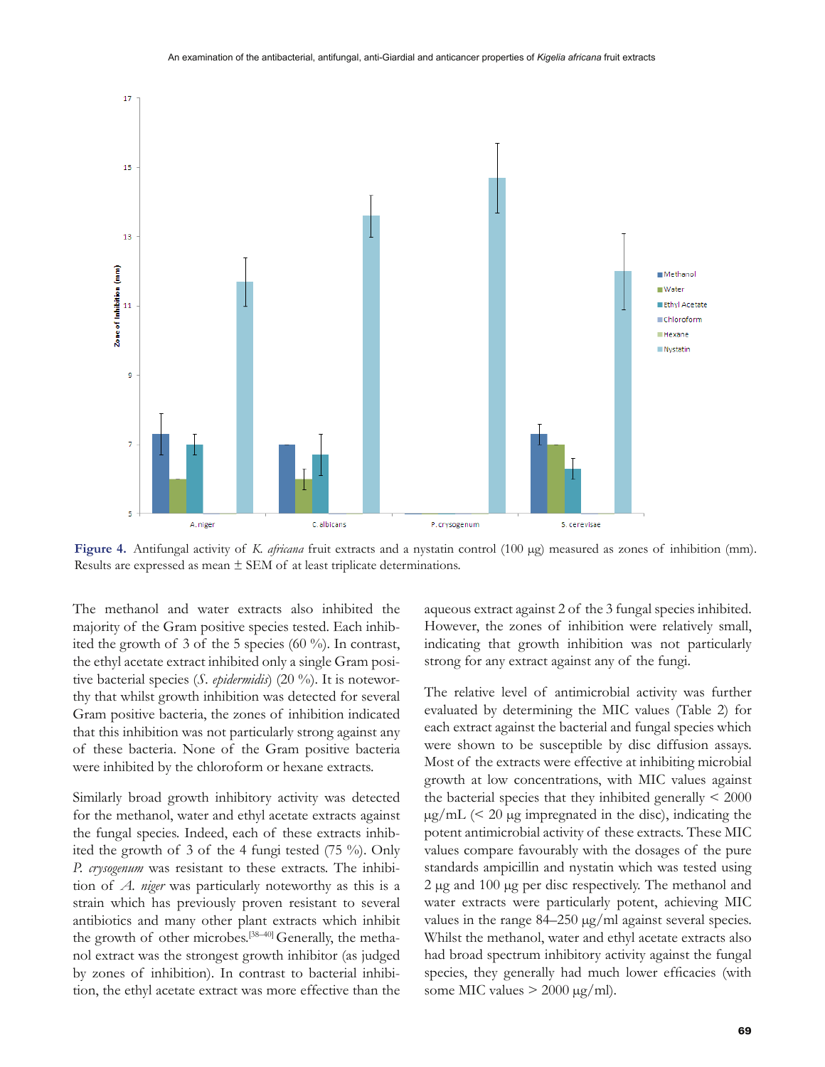**Figure 4.** Antifungal activity of *K. africana* fruit extracts and a nystatin control (100 μg) measured as zones of inhibition (mm). Results are expressed as mean ± SEM of at least triplicate determinations.

The methanol and water extracts also inhibited the majority of the Gram positive species tested. Each inhibited the growth of 3 of the 5 species (60 %). In contrast, the ethyl acetate extract inhibited only a single Gram positive bacterial species (*S. epidermidis*) (20 %). It is noteworthy that whilst growth inhibition was detected for several Gram positive bacteria, the zones of inhibition indicated that this inhibition was not particularly strong against any of these bacteria. None of the Gram positive bacteria were inhibited by the chloroform or hexane extracts.

Similarly broad growth inhibitory activity was detected for the methanol, water and ethyl acetate extracts against the fungal species. Indeed, each of these extracts inhibited the growth of 3 of the 4 fungi tested (75 %). Only *P. crysogenum* was resistant to these extracts. The inhibition of *A. niger* was particularly noteworthy as this is a strain which has previously proven resistant to several antibiotics and many other plant extracts which inhibit the growth of other microbes.[38–40] Generally, the methanol extract was the strongest growth inhibitor (as judged by zones of inhibition). In contrast to bacterial inhibition, the ethyl acetate extract was more effective than the aqueous extract against 2 of the 3 fungal species inhibited. However, the zones of inhibition were relatively small, indicating that growth inhibition was not particularly strong for any extract against any of the fungi.

The relative level of antimicrobial activity was further evaluated by determining the MIC values (Table 2) for each extract against the bacterial and fungal species which were shown to be susceptible by disc diffusion assays. Most of the extracts were effective at inhibiting microbial growth at low concentrations, with MIC values against the bacterial species that they inhibited generally < 2000 μg/mL (< 20 μg impregnated in the disc), indicating the potent antimicrobial activity of these extracts. These MIC values compare favourably with the dosages of the pure standards ampicillin and nystatin which was tested using 2 μg and 100 μg per disc respectively. The methanol and water extracts were particularly potent, achieving MIC values in the range 84–250 μg/ml against several species. Whilst the methanol, water and ethyl acetate extracts also had broad spectrum inhibitory activity against the fungal species, they generally had much lower efficacies (with some MIC values > 2000 μg/ml).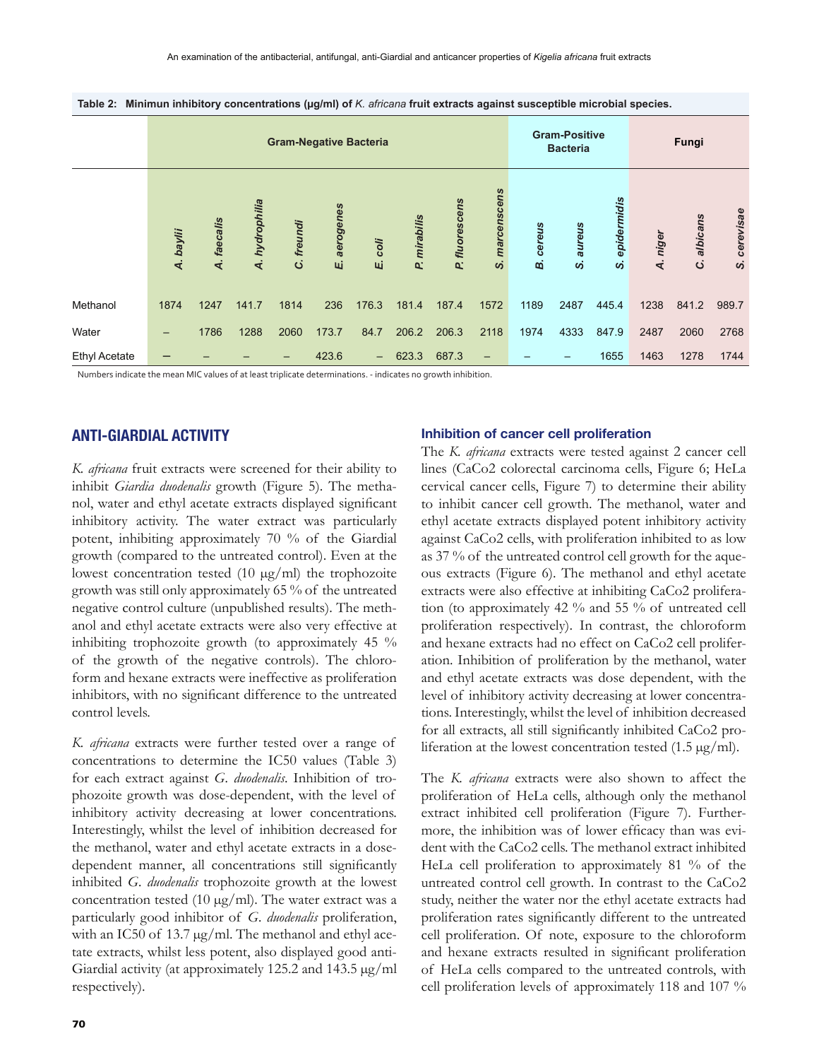**Table 2: Minimun inhibitory concentrations (µg/ml) of *K. africana* fruit extracts against susceptible microbial species.**

| | Gram-Negative Bacteria | | | | | | | | | Gram-Positive Bacteria | | | Fungi | | |
|---|---|---|---|---|---|---|---|---|---|---|---|---|---|---|---|
| | *A. baylii* | *A. faecalis* | *A. hydrophilia* | *C. freundi* | *E. aerogenes* | *E. coli* | *P. mirabilis* | *P. fluorescens* | *S. marcenscens* | *B. cereus* | *S. aureus* | *S. epidermidis* | *A. niger* | *C. albicans* | *S. cerevisae* |
| Methanol | 1874 | 1247 | 141.7 | 1814 | 236 | 176.3 | 181.4 | 187.4 | 1572 | 1189 | 2487 | 445.4 | 1238 | 841.2 | 989.7 |
| Water | – | 1786 | 1288 | 2060 | 173.7 | 84.7 | 206.2 | 206.3 | 2118 | 1974 | 4333 | 847.9 | 2487 | 2060 | 2768 |
| Ethyl Acetate | – | – | – | – | 423.6 | – | 623.3 | 687.3 | – | – | – | 1655 | 1463 | 1278 | 1744 |

Numbers indicate the mean MIC values of at least triplicate determinations. - indicates no growth inhibition.

## ANTI-GIARDIAL ACTIVITY

*K. africana* fruit extracts were screened for their ability to inhibit *Giardia duodenalis* growth (Figure 5). The methanol, water and ethyl acetate extracts displayed significant inhibitory activity. The water extract was particularly potent, inhibiting approximately 70 % of the Giardial growth (compared to the untreated control). Even at the lowest concentration tested (10 µg/ml) the trophozoite growth was still only approximately 65 % of the untreated negative control culture (unpublished results). The methanol and ethyl acetate extracts were also very effective at inhibiting trophozoite growth (to approximately 45 % of the growth of the negative controls). The chloroform and hexane extracts were ineffective as proliferation inhibitors, with no significant difference to the untreated control levels.

*K. africana* extracts were further tested over a range of concentrations to determine the IC50 values (Table 3) for each extract against *G. duodenalis*. Inhibition of trophozoite growth was dose-dependent, with the level of inhibitory activity decreasing at lower concentrations. Interestingly, whilst the level of inhibition decreased for the methanol, water and ethyl acetate extracts in a dose-dependent manner, all concentrations still significantly inhibited *G. duodenalis* trophozoite growth at the lowest concentration tested (10 µg/ml). The water extract was a particularly good inhibitor of *G. duodenalis* proliferation, with an IC50 of 13.7 µg/ml. The methanol and ethyl acetate extracts, whilst less potent, also displayed good anti-Giardial activity (at approximately 125.2 and 143.5 µg/ml respectively).

### Inhibition of cancer cell proliferation

The *K. africana* extracts were tested against 2 cancer cell lines (CaCo2 colorectal carcinoma cells, Figure 6; HeLa cervical cancer cells, Figure 7) to determine their ability to inhibit cancer cell growth. The methanol, water and ethyl acetate extracts displayed potent inhibitory activity against CaCo2 cells, with proliferation inhibited to as low as 37 % of the untreated control cell growth for the aqueous extracts (Figure 6). The methanol and ethyl acetate extracts were also effective at inhibiting CaCo2 proliferation (to approximately 42 % and 55 % of untreated cell proliferation respectively). In contrast, the chloroform and hexane extracts had no effect on CaCo2 cell proliferation. Inhibition of proliferation by the methanol, water and ethyl acetate extracts was dose dependent, with the level of inhibitory activity decreasing at lower concentrations. Interestingly, whilst the level of inhibition decreased for all extracts, all still significantly inhibited CaCo2 proliferation at the lowest concentration tested (1.5 µg/ml).

The *K. africana* extracts were also shown to affect the proliferation of HeLa cells, although only the methanol extract inhibited cell proliferation (Figure 7). Furthermore, the inhibition was of lower efficacy than was evident with the CaCo2 cells. The methanol extract inhibited HeLa cell proliferation to approximately 81 % of the untreated control cell growth. In contrast to the CaCo2 study, neither the water nor the ethyl acetate extracts had proliferation rates significantly different to the untreated cell proliferation. Of note, exposure to the chloroform and hexane extracts resulted in significant proliferation of HeLa cells compared to the untreated controls, with cell proliferation levels of approximately 118 and 107 %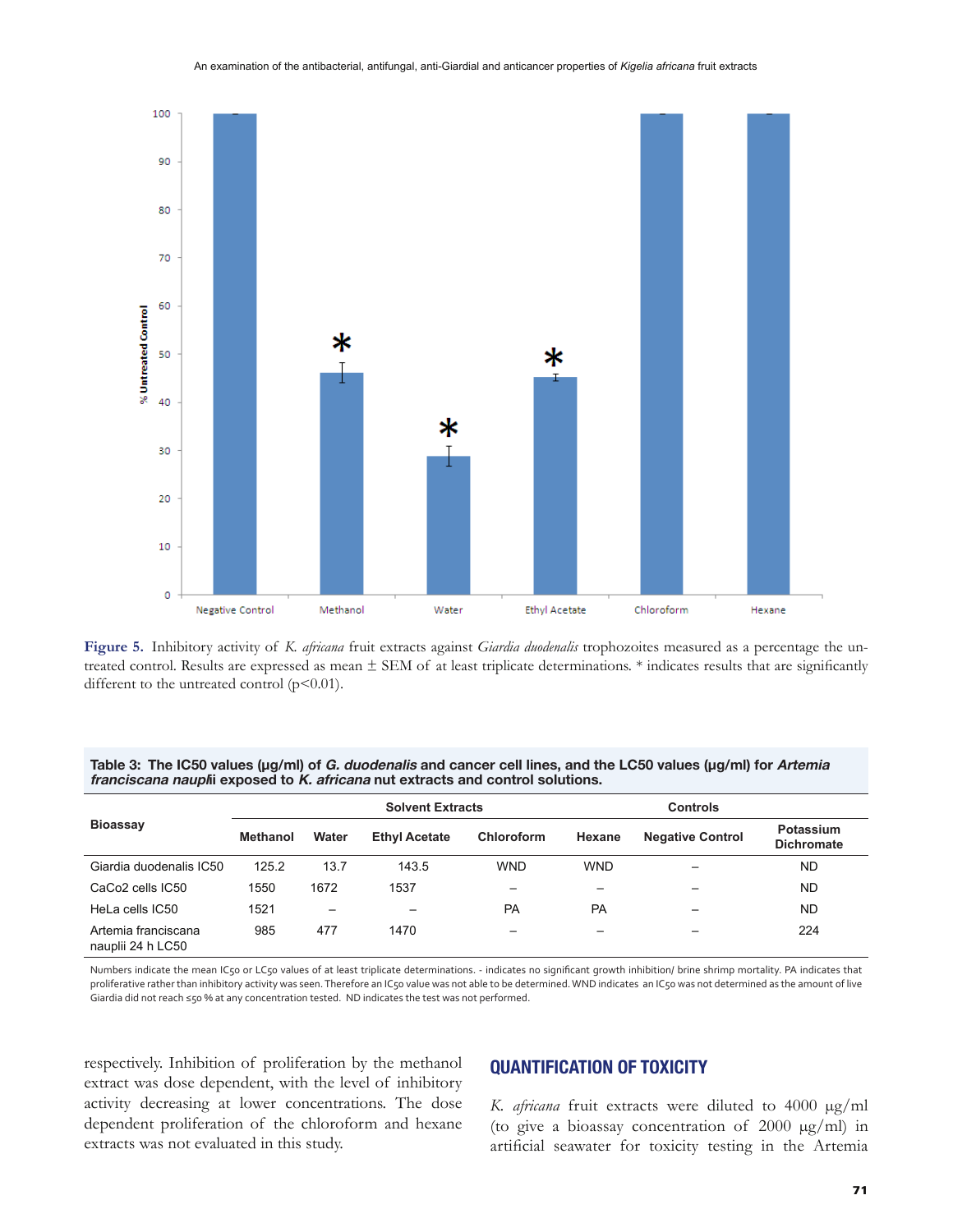Figure 5. Inhibitory activity of *K. africana* fruit extracts against *Giardia duodenalis* trophozoites measured as a percentage the untreated control. Results are expressed as mean ± SEM of at least triplicate determinations. * indicates results that are significantly different to the untreated control ($p<0.01$).

**Table 3: The IC50 values (µg/ml) of *G. duodenalis* and cancer cell lines, and the LC50 values (µg/ml) for *Artemia franciscana nauplii* exposed to *K. africana* nut extracts and control solutions.**

| Bioassay | Solvent Extracts | | | | | Controls | |
|---|---|---|---|---|---|---|---|
| | Methanol | Water | Ethyl Acetate | Chloroform | Hexane | Negative Control | Potassium Dichromate |
| Giardia duodenalis IC50 | 125.2 | 13.7 | 143.5 | WND | WND | – | ND |
| CaCo2 cells IC50 | 1550 | 1672 | 1537 | – | – | – | ND |
| HeLa cells IC50 | 1521 | – | – | PA | PA | – | ND |
| Artemia franciscana nauplii 24 h LC50 | 985 | 477 | 1470 | – | – | – | 224 |

Numbers indicate the mean $IC_{50}$ or $LC_{50}$ values of at least triplicate determinations. - indicates no significant growth inhibition/ brine shrimp mortality. PA indicates that proliferative rather than inhibitory activity was seen. Therefore an $IC_{50}$ value was not able to be determined. WND indicates an $IC_{50}$ was not determined as the amount of live Giardia did not reach ≤50 % at any concentration tested. ND indicates the test was not performed.

respectively. Inhibition of proliferation by the methanol extract was dose dependent, with the level of inhibitory activity decreasing at lower concentrations. The dose dependent proliferation of the chloroform and hexane extracts was not evaluated in this study.

## QUANTIFICATION OF TOXICITY

*K. africana* fruit extracts were diluted to 4000 µg/ml (to give a bioassay concentration of 2000 µg/ml) in artificial seawater for toxicity testing in the Artemia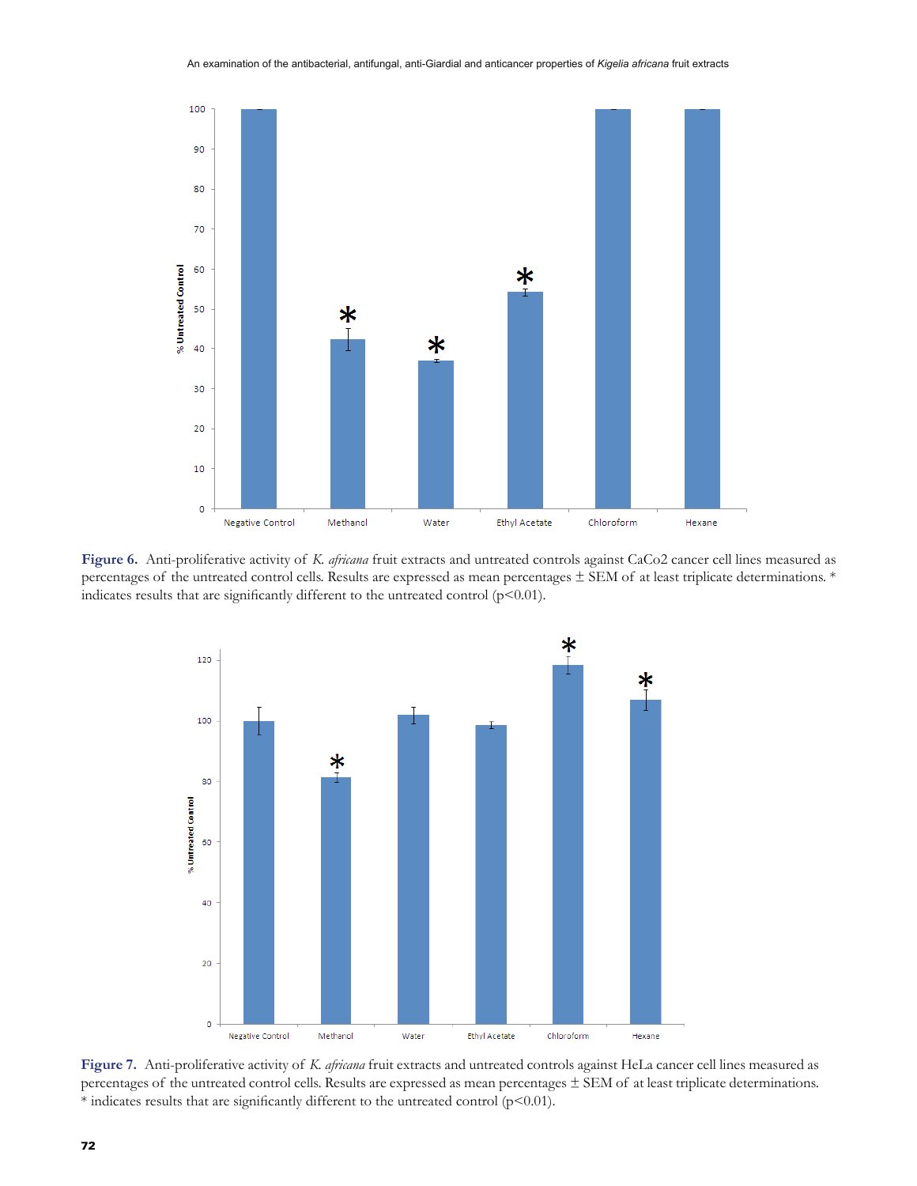**Figure 6.** Anti-proliferative activity of *K. africana* fruit extracts and untreated controls against CaCo2 cancer cell lines measured as percentages of the untreated control cells. Results are expressed as mean percentages ± SEM of at least triplicate determinations. * indicates results that are significantly different to the untreated control ($p<0.01$).

**Figure 7.** Anti-proliferative activity of *K. africana* fruit extracts and untreated controls against HeLa cancer cell lines measured as percentages of the untreated control cells. Results are expressed as mean percentages ± SEM of at least triplicate determinations. * indicates results that are significantly different to the untreated control ($p<0.01$).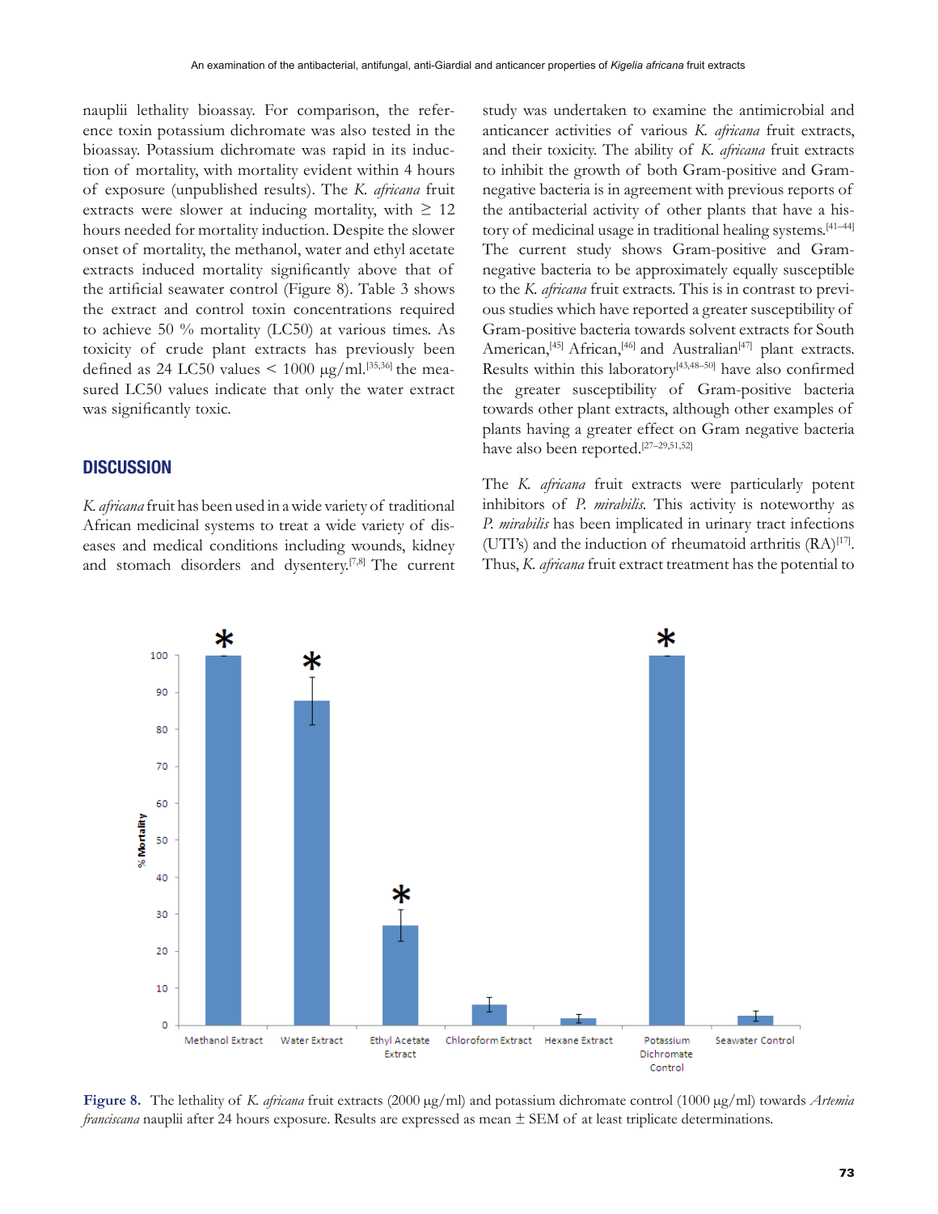nauplii lethality bioassay. For comparison, the reference toxin potassium dichromate was also tested in the bioassay. Potassium dichromate was rapid in its induction of mortality, with mortality evident within 4 hours of exposure (unpublished results). The *K. africana* fruit extracts were slower at inducing mortality, with $\geq$ 12 hours needed for mortality induction. Despite the slower onset of mortality, the methanol, water and ethyl acetate extracts induced mortality significantly above that of the artificial seawater control (Figure 8). Table 3 shows the extract and control toxin concentrations required to achieve 50 % mortality (LC50) at various times. As toxicity of crude plant extracts has previously been defined as 24 LC50 values < 1000 μg/ml.[35,36] the measured LC50 values indicate that only the water extract was significantly toxic.

## DISCUSSION

*K. africana* fruit has been used in a wide variety of traditional African medicinal systems to treat a wide variety of diseases and medical conditions including wounds, kidney and stomach disorders and dysentery.[7,8] The current study was undertaken to examine the antimicrobial and anticancer activities of various *K. africana* fruit extracts, and their toxicity. The ability of *K. africana* fruit extracts to inhibit the growth of both Gram-positive and Gram-negative bacteria is in agreement with previous reports of the antibacterial activity of other plants that have a history of medicinal usage in traditional healing systems.[41–44] The current study shows Gram-positive and Gram-negative bacteria to be approximately equally susceptible to the *K. africana* fruit extracts. This is in contrast to previous studies which have reported a greater susceptibility of Gram-positive bacteria towards solvent extracts for South American,[45] African,[46] and Australian[47] plant extracts. Results within this laboratory[43,48–50] have also confirmed the greater susceptibility of Gram-positive bacteria towards other plant extracts, although other examples of plants having a greater effect on Gram negative bacteria have also been reported.[27–29,51,52]

The *K. africana* fruit extracts were particularly potent inhibitors of *P. mirabilis*. This activity is noteworthy as *P. mirabilis* has been implicated in urinary tract infections (UTI's) and the induction of rheumatoid arthritis (RA)[17]. Thus, *K. africana* fruit extract treatment has the potential to

**Figure 8.** The lethality of *K. africana* fruit extracts (2000 μg/ml) and potassium dichromate control (1000 μg/ml) towards *Artemia franciscana* nauplii after 24 hours exposure. Results are expressed as mean ± SEM of at least triplicate determinations.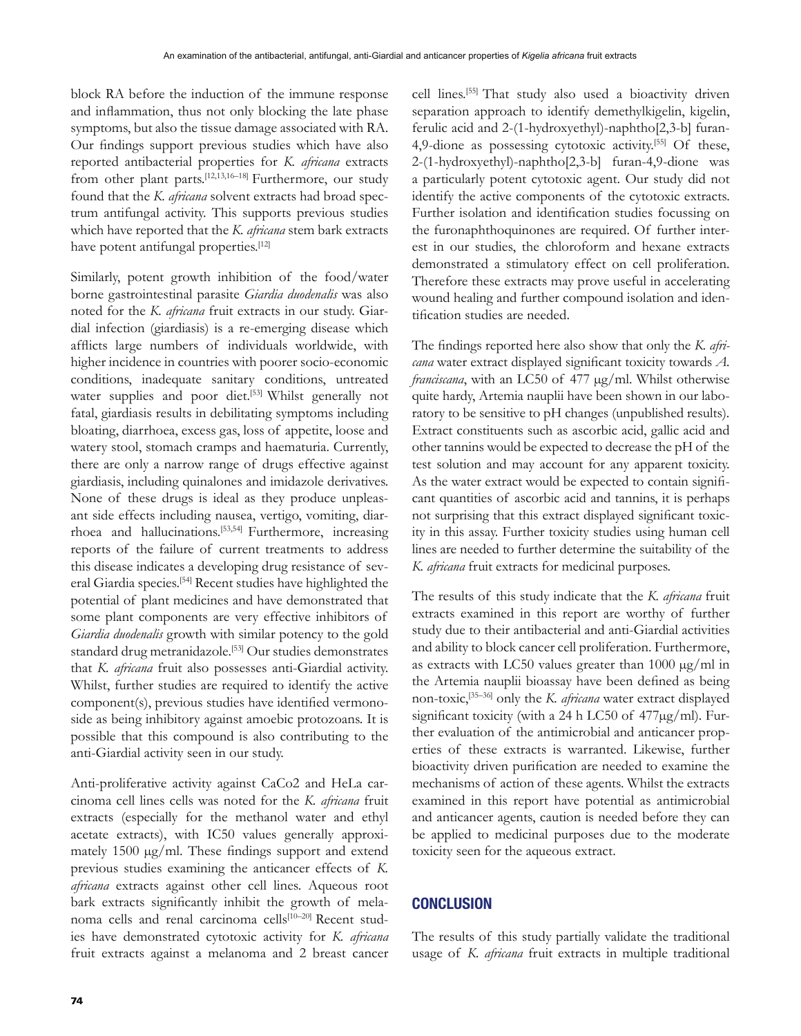block RA before the induction of the immune response and inflammation, thus not only blocking the late phase symptoms, but also the tissue damage associated with RA. Our findings support previous studies which have also reported antibacterial properties for *K. africana* extracts from other plant parts.[12,13,16–18] Furthermore, our study found that the *K. africana* solvent extracts had broad spectrum antifungal activity. This supports previous studies which have reported that the *K. africana* stem bark extracts have potent antifungal properties.[12]

Similarly, potent growth inhibition of the food/water borne gastrointestinal parasite *Giardia duodenalis* was also noted for the *K. africana* fruit extracts in our study. Giardial infection (giardiasis) is a re-emerging disease which afflicts large numbers of individuals worldwide, with higher incidence in countries with poorer socio-economic conditions, inadequate sanitary conditions, untreated water supplies and poor diet.[53] Whilst generally not fatal, giardiasis results in debilitating symptoms including bloating, diarrhoea, excess gas, loss of appetite, loose and watery stool, stomach cramps and haematuria. Currently, there are only a narrow range of drugs effective against giardiasis, including quinalones and imidazole derivatives. None of these drugs is ideal as they produce unpleasant side effects including nausea, vertigo, vomiting, diarrhoea and hallucinations.[53,54] Furthermore, increasing reports of the failure of current treatments to address this disease indicates a developing drug resistance of several Giardia species.[54] Recent studies have highlighted the potential of plant medicines and have demonstrated that some plant components are very effective inhibitors of *Giardia duodenalis* growth with similar potency to the gold standard drug metranidazole.[53] Our studies demonstrates that *K. africana* fruit also possesses anti-Giardial activity. Whilst, further studies are required to identify the active component(s), previous studies have identified vermonoside as being inhibitory against amoebic protozoans. It is possible that this compound is also contributing to the anti-Giardial activity seen in our study.

Anti-proliferative activity against CaCo2 and HeLa carcinoma cell lines cells was noted for the *K. africana* fruit extracts (especially for the methanol water and ethyl acetate extracts), with IC50 values generally approximately 1500 μg/ml. These findings support and extend previous studies examining the anticancer effects of *K. africana* extracts against other cell lines. Aqueous root bark extracts significantly inhibit the growth of melanoma cells and renal carcinoma cells[10–20] Recent studies have demonstrated cytotoxic activity for *K. africana* fruit extracts against a melanoma and 2 breast cancer cell lines.[55] That study also used a bioactivity driven separation approach to identify demethylkigelin, kigelin, ferulic acid and 2-(1-hydroxyethyl)-naphtho[2,3-b] furan-4,9-dione as possessing cytotoxic activity.[55] Of these, 2-(1-hydroxyethyl)-naphtho[2,3-b] furan-4,9-dione was a particularly potent cytotoxic agent. Our study did not identify the active components of the cytotoxic extracts. Further isolation and identification studies focussing on the furonaphthoquinones are required. Of further interest in our studies, the chloroform and hexane extracts demonstrated a stimulatory effect on cell proliferation. Therefore these extracts may prove useful in accelerating wound healing and further compound isolation and identification studies are needed.

The findings reported here also show that only the *K. africana* water extract displayed significant toxicity towards *A. franciscana*, with an LC50 of 477 μg/ml. Whilst otherwise quite hardy, Artemia nauplii have been shown in our laboratory to be sensitive to pH changes (unpublished results). Extract constituents such as ascorbic acid, gallic acid and other tannins would be expected to decrease the pH of the test solution and may account for any apparent toxicity. As the water extract would be expected to contain significant quantities of ascorbic acid and tannins, it is perhaps not surprising that this extract displayed significant toxicity in this assay. Further toxicity studies using human cell lines are needed to further determine the suitability of the *K. africana* fruit extracts for medicinal purposes.

The results of this study indicate that the *K. africana* fruit extracts examined in this report are worthy of further study due to their antibacterial and anti-Giardial activities and ability to block cancer cell proliferation. Furthermore, as extracts with LC50 values greater than 1000 μg/ml in the Artemia nauplii bioassay have been defined as being non-toxic,[35–36] only the *K. africana* water extract displayed significant toxicity (with a 24 h LC50 of 477μg/ml). Further evaluation of the antimicrobial and anticancer properties of these extracts is warranted. Likewise, further bioactivity driven purification are needed to examine the mechanisms of action of these agents. Whilst the extracts examined in this report have potential as antimicrobial and anticancer agents, caution is needed before they can be applied to medicinal purposes due to the moderate toxicity seen for the aqueous extract.

## CONCLUSION

The results of this study partially validate the traditional usage of *K. africana* fruit extracts in multiple traditional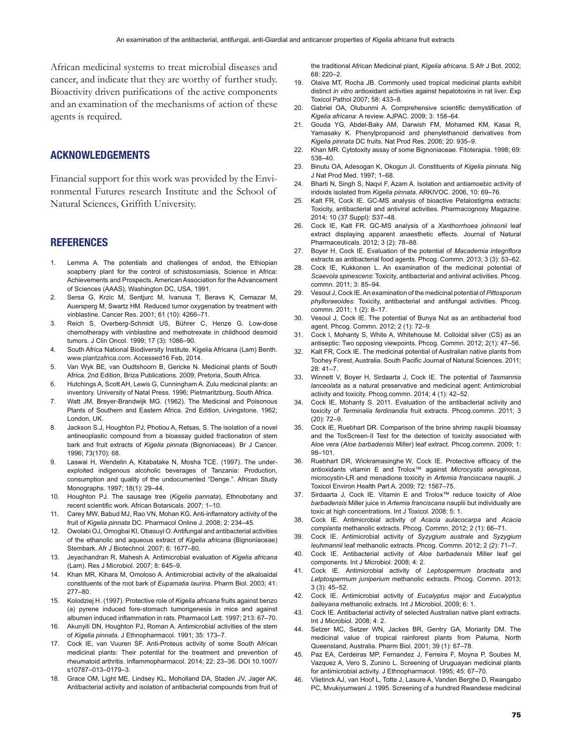African medicinal systems to treat microbial diseases and cancer, and indicate that they are worthy of further study. Bioactivity driven purifications of the active components and an examination of the mechanisms of action of these agents is required.

## ACKNOWLEDGEMENTS

Financial support for this work was provided by the Environmental Futures research Institute and the School of Natural Sciences, Griffith University.

## REFERENCES

1. Lemma A. The potentials and challenges of endod, the Ethiopian soapberry plant for the control of schistosomiasis, Science in Africa: Achievements and Prospects, American Association for the Advancement of Sciences (AAAS), Washington DC, USA, 1991.
2. Sersa G, Krzic M, Sentjurc M, Ivanusa T, Beravs K, Cemazar M, Auersperg M, Swartz HM. Reduced tumor oxygenation by treatment with vinblastine. Cancer Res. 2001; 61 (10): 4266–71.
3. Reich S, Overberg-Schmidt US, Bührer C, Henze G. Low-dose chemotherapy with vinblastine and methotrexate in childhood desmoid tumors. J Clin Oncol. 1999; 17 (3): 1086–90.
4. South Africa National Biodiversity Institute. Kigelia Africana (Lam) Benth. www.plantzafrica.com. Accessed16 Feb, 2014.
5. Van Wyk BE, van Oudtshoorn B, Gericke N. Medicinal plants of South Africa. 2nd Edition, Briza Publications. 2009; Pretoria, South Africa.
6. Hutchings A, Scott AH, Lewis G, Cunningham A. Zulu medicinal plants: an inventory. University of Natal Press. 1996; Pietmaritzburg, South Africa.
7. Watt JM, Breyer-Brandwijk MG. (1962). The Medicinal and Poisonous Plants of Southern and Eastern Africa. 2nd Edition, Livingstone. 1962; London, UK.
8. Jackson S.J, Houghton PJ, Photiou A, Retsas, S. The isolation of a novel antineoplastic compound from a bioassay guided fractionation of stem bark and fruit extracts of *Kigelia pinnata* (Bignoniaceae). Br J Cancer. 1996; 73(170): 68.
9. Laswai H, Wendelin A, Kitabatake N, Mosha TCE. (1997). The under-exploited indigenous alcoholic beverages of Tanzania: Production, consumption and quality of the undocumented "Denge.". African Study Monographs. 1997; 18(1): 29–44.
10. Houghton PJ. The sausage tree (*Kigelia pannata*), Ethnobotany and recent scientific work. African Botanicals. 2007; 1–10.
11. Carey MW, Babud MJ, Rao VN, Mohan KG. Anti-inflamatory activity of the fruit of *Kigelia pinnata* DC. Pharmacol Online J. 2008; 2: 234–45.
12. Owolabi OJ, Omogbai KI, Obasuyi O. Antifungal and antibacterial activities of the ethanolic and aqueous extract of *Kigelia africana* (Bignoniaceae) Stembark. Afr J Biotechnol. 2007; 6: 1677–80.
13. Jeyachandran R, Mahesh A. Antimicrobial evaluation of *Kigelia africana* (Lam). Res J Microbiol. 2007; 8: 645–9.
14. Khan MR, Kihara M, Omoloso A. Antimicrobial activity of the alkaloaidal constituents of the root bark of *Eupamatia laurina*. Pharm Biol. 2003; 41: 277–80.
15. Kolodziej H. (1997). Protective role of *Kigelia africana* fruits against benzo (a) pyrene induced fore-stomach tumorigenesis in mice and against albumen induced inflammation in rats. Pharmacol Lett. 1997; 213: 67–70.
16. Akunyili DN, Houghton PJ, Roman A. Antimicrobial activities of the stem of *Kigelia pinnata.* J Ethnopharmacol. 1991; 35: 173–7.
17. Cock IE, van Vuuren SF. Anti-Proteus activity of some South African medicinal plants: Their potential for the treatment and prevention of rheumatoid arthritis. Inflammopharmacol. 2014; 22: 23–36. DOI 10.1007/s10787–013–0179–3.
18. Grace OM, Light ME, Lindsey KL, Moholland DA, Staden JV, Jager AK. Antibacterial activity and isolation of antibacterial compounds from fruit of the traditional African Medicinal plant, *Kigelia africana*. S Afr J Bot. 2002; 68: 220–2.
19. Olaive MT, Rocha JB. Commonly used tropical medicinal plants exhibit distinct *in vitro* antioxidant activities against hepatotoxins in rat liver. Exp Toxicol Pathol 2007; 58: 433–8.
20. Gabriel OA, Olubunmi A. Comprehensive scientific demystification of *Kigelia africana*: A review. AJPAC. 2009; 3: 158–64.
21. Gouda YG, Abdel-Baky AM, Darwish FM, Mohamed KM, Kasai R, Yamasaky K. Phenylpropanoid and phenylethanoid derivatives from *Kigelia pinnata* DC fruits. Nat Prod Res. 2006; 20: 935–9.
22. Khan MR. Cytotoxity assay of some Bignoniaceae. Fitoterapia. 1998; 69: 538–40.
23. Binutu OA, Adesogan K, Okogun JI. Constituents of *Kigelia pinnata*. Nig J Nat Prod Med. 1997; 1–68.
24. Bharti N, Singh S, Naqvi F, Azam A. Isolation and antiamoebic activity of iridoids isolated from *Kigelia pinnata*. ARKIVOC. 2006, 10: 69–76.
25. Kalt FR, Cock IE. GC-MS analysis of bioactive Petalostigma extracts: Toxicity, antibacterial and antiviral activities. Pharmacognosy Magazine. 2014; 10 (37 Suppl): S37–48.
26. Cock IE, Kalt FR. GC-MS analysis of a *Xanthorrhoea johnsonii* leaf extract displaying apparent anaesthetic effects. Journal of Natural Pharmaceuticals. 2012; 3 (2): 78–88.
27. Boyer H, Cock IE. Evaluation of the potential of *Macademia integriflora* extracts as antibacterial food agents. Phcog. Commn. 2013; 3 (3): 53–62.
28. Cock IE, Kukkonen L. An examination of the medicinal potential of *Scaevola spinescens*: Toxicity, antibacterial and antiviral activities. Phcog. commn. 2011; 3: 85–94.
29. Vesoul J, Cock IE. An examination of the medicinal potential of *Pittosporum phylloraeoides*: Toxicity, antibacterial and antifungal activities. Phcog. commn. 2011; 1 (2): 8–17.
30. Vesoul J, Cock IE. The potential of Bunya Nut as an antibacterial food agent. Phcog. Commn. 2012; 2 (1): 72–9.
31. Cock I, Mohanty S, White A, Whitehouse M. Colloidal silver (CS) as an antiseptic: Two opposing viewpoints. Phcog. Commn. 2012; 2(1): 47–56.
32. Kalt FR, Cock IE. The medicinal potential of Australian native plants from Toohey Forest, Australia. South Pacific Journal of Natural Sciences. 2011; 28: 41–7.
33. Winnett V, Boyer H, Sirdaarta J, Cock IE. The potential of *Tasmannia lanceolata* as a natural preservative and medicinal agent: Antimicrobial activity and toxicity. Phcog.commn. 2014; 4 (1): 42–52.
34. Cock IE, Mohanty S. 2011. Evaluation of the antibacterial activity and toxicity of *Terminalia ferdinandia* fruit extracts. Phcog.commn. 2011; 3 (20): 72–9.
35. Cock IE, Ruebhart DR. Comparison of the brine shrimp nauplii bioassay and the ToxScreen-II Test for the detection of toxicity associated with Aloe vera (*Aloe barbadensis* Miller) leaf extract. Phcog.commn. 2009; 1: 98–101.
36. Ruebhart DR, Wickramasinghe W, Cock IE. Protective efficacy of the antioxidants vitamin E and Trolox™ against *Microcystis aeruginosa*, microcystin-LR and menadione toxicity in *Artemia franciscana* nauplii. J Toxicol Environ Health Part A. 2009; 72: 1567–75.
37. Sirdaarta J, Cock IE. Vitamin E and Trolox™ reduce toxicity of *Aloe barbadensis* Miller juice in *Artemia franciscana* nauplii but individually are toxic at high concentrations. Int J Toxicol. 2008; 5: 1.
38. Cock IE. Antimicrobial activity of *Acacia aulacocarpa* and *Acacia complanta* methanolic extracts. Phcog. Commn. 2012; 2 (1): 66–71.
39. Cock IE. Antimicrobial activity of *Syzygium australe* and *Syzygium leuhmannii* leaf methanolic extracts. Phcog. Commn. 2012; 2 (2): 71–7.
40. Cock IE. Antibacterial activity of *Aloe barbadensis* Miller leaf gel components. Int J Microbiol. 2008; 4: 2.
41. Cock IE. Antimicrobial activity of *Leptospermum bracteata* and *Letptospermum juniperium* methanolic extracts. Phcog. Commn. 2013; 3 (3): 45–52.
42. Cock IE. Antimicrobial activity of *Eucalyptus major* and *Eucalyptus baileyana* methanolic extracts. Int J Microbiol. 2009; 6: 1.
43. Cock IE. Antibacterial activity of selected Australian native plant extracts. Int J Microbiol. 2008; 4: 2.
44. Setzer MC, Setzer WN, Jackes BR, Gentry GA, Moriarty DM. The medicinal value of tropical rainforest plants from Paluma, North Queensland, Australia. Pharm Biol. 2001; 39 (1): 67–78.
45. Paz EA, Cerdeiras MP, Fernandez J, Ferreira F, Moyna P, Soubes M, Vazquez A, Vero S, Zunino L. Screening of Uruguayan medicinal plants for antimicrobial activity. J Ethnopharmacol. 1995; 45: 67–70.
46. Vlietinck AJ, van Hoof L, Totte J, Lasure A, Vanden Berghe D, Rwangabo PC, Mvukiyumwani J. 1995. Screening of a hundred Rwandese medicinal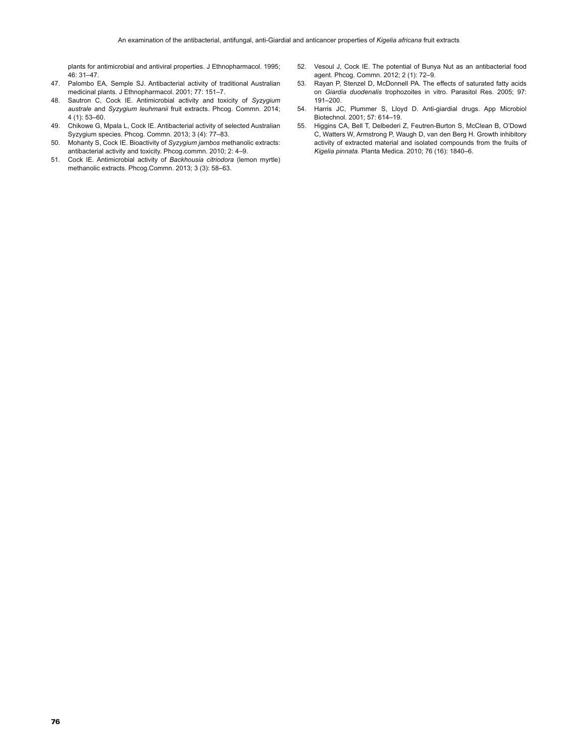plants for antimicrobial and antiviral properties. J Ethnopharmacol. 1995; 46: 31–47.

47. Palombo EA, Semple SJ. Antibacterial activity of traditional Australian medicinal plants. J Ethnopharmacol. 2001; 77: 151–7.
48. Sautron C, Cock IE. Antimicrobial activity and toxicity of *Syzygium australe* and *Syzygium leuhmanii* fruit extracts. Phcog. Commn. 2014; 4 (1): 53–60.
49. Chikowe G, Mpala L, Cock IE. Antibacterial activity of selected Australian Syzygium species. Phcog. Commn. 2013; 3 (4): 77–83.
50. Mohanty S, Cock IE. Bioactivity of *Syzygium jambos* methanolic extracts: antibacterial activity and toxicity. Phcog.commn. 2010; 2: 4–9.
51. Cock IE. Antimicrobial activity of *Backhousia citriodora* (lemon myrtle) methanolic extracts. Phcog.Commn. 2013; 3 (3): 58–63.
52. Vesoul J, Cock IE. The potential of Bunya Nut as an antibacterial food agent. Phcog. Commn. 2012; 2 (1): 72–9.
53. Rayan P, Stenzel D, McDonnell PA. The effects of saturated fatty acids on *Giardia duodenalis* trophozoites in vitro. Parasitol Res. 2005; 97: 191–200.
54. Harris JC, Plummer S, Lloyd D. Anti-giardial drugs. App Microbiol Biotechnol. 2001; 57: 614–19.
55. Higgins CA, Bell T, Delbederi Z, Feutren-Burton S, McClean B, O'Dowd C, Watters W, Armstrong P, Waugh D, van den Berg H. Growth inhibitory activity of extracted material and isolated compounds from the fruits of *Kigelia pinnata*. Planta Medica. 2010; 76 (16): 1840–6.